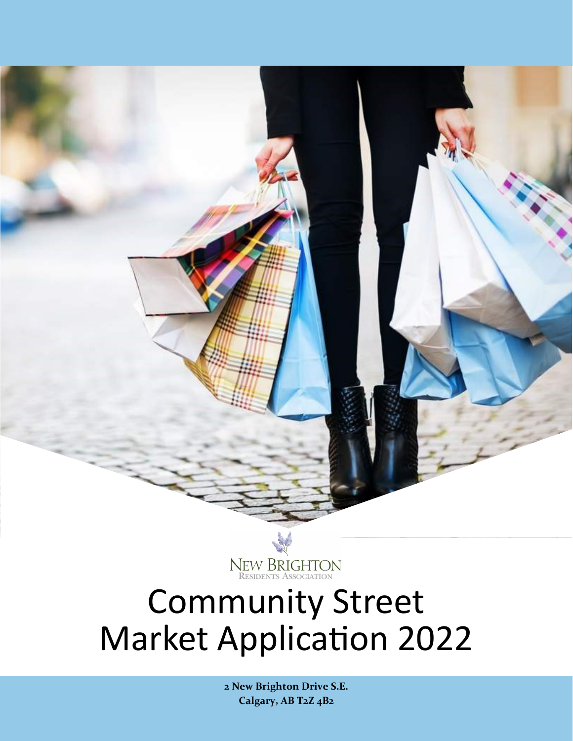NEW BRIGHTON
RESIDENTS ASSOCIATION

# Community Street Market Application 2022

**2 New Brighton Drive S.E.**
**Calgary, AB T2Z 4B2**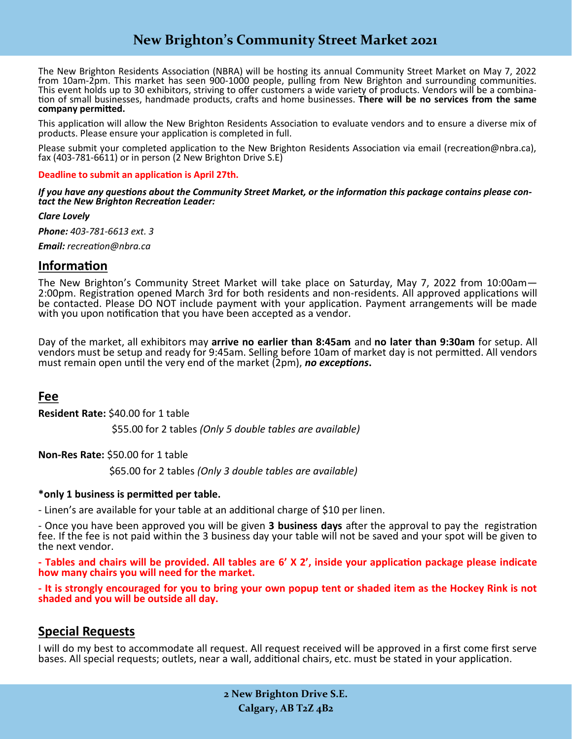# New Brighton's Community Street Market 2021

The New Brighton Residents Association (NBRA) will be hosting its annual Community Street Market on May 7, 2022 from 10am-2pm. This market has seen 900-1000 people, pulling from New Brighton and surrounding communities. This event holds up to 30 exhibitors, striving to offer customers a wide variety of products. Vendors will be a combination of small businesses, handmade products, crafts and home businesses. **There will be no services from the same company permitted.**

This application will allow the New Brighton Residents Association to evaluate vendors and to ensure a diverse mix of products. Please ensure your application is completed in full.

Please submit your completed application to the New Brighton Residents Association via email (recreation@nbra.ca), fax (403-781-6611) or in person (2 New Brighton Drive S.E)

**Deadline to submit an application is April 27th.**

***If you have any questions about the Community Street Market, or the information this package contains please contact the New Brighton Recreation Leader:***

***Clare Lovely***

***Phone:*** *403-781-6613 ext. 3*

***Email:*** *recreation@nbra.ca*

## Information

The New Brighton's Community Street Market will take place on Saturday, May 7, 2022 from 10:00am—2:00pm. Registration opened March 3rd for both residents and non-residents. All approved applications will be contacted. Please DO NOT include payment with your application. Payment arrangements will be made with you upon notification that you have been accepted as a vendor.

Day of the market, all exhibitors may **arrive no earlier than 8:45am** and **no later than 9:30am** for setup. All vendors must be setup and ready for 9:45am. Selling before 10am of market day is not permitted. All vendors must remain open until the very end of the market (2pm), ***no exceptions*.**

## Fee

**Resident Rate:** $40.00 for 1 table

$55.00 for 2 tables *(Only 5 double tables are available)*

**Non-Res Rate:** $50.00 for 1 table

$65.00 for 2 tables *(Only 3 double tables are available)*

**\*only 1 business is permitted per table.**

- Linen's are available for your table at an additional charge of $10 per linen.

- Once you have been approved you will be given **3 business days** after the approval to pay the registration fee. If the fee is not paid within the 3 business day your table will not be saved and your spot will be given to the next vendor.

**- Tables and chairs will be provided. All tables are 6' X 2', inside your application package please indicate how many chairs you will need for the market.**

**- It is strongly encouraged for you to bring your own popup tent or shaded item as the Hockey Rink is not shaded and you will be outside all day.**

## Special Requests

I will do my best to accommodate all request. All request received will be approved in a first come first serve bases. All special requests; outlets, near a wall, additional chairs, etc. must be stated in your application.

**2 New Brighton Drive S.E.**
**Calgary, AB T2Z 4B2**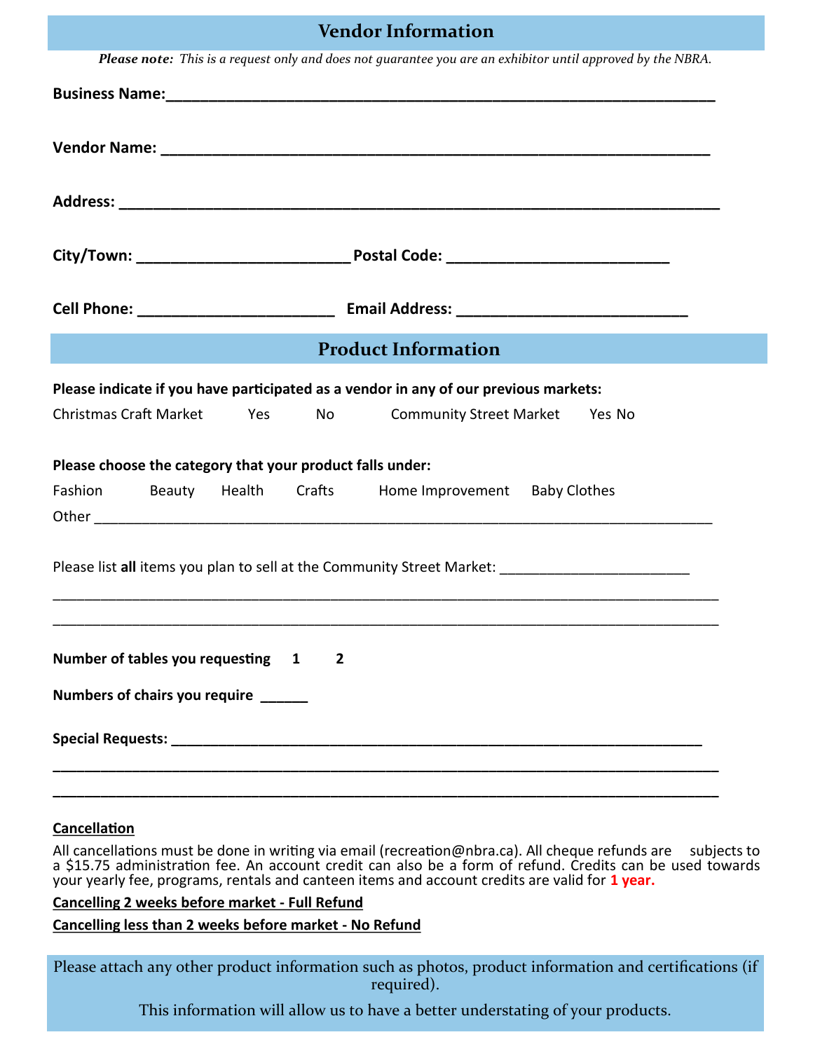## Vendor Information

***Please note:*** *This is a request only and does not guarantee you are an exhibitor until approved by the NBRA.*

**Business Name:**___________________________________________________________________

**Vendor Name:** ___________________________________________________________________

**Address:** ______________________________________________________________________

**City/Town:** _________________________ **Postal Code:** __________________________

**Cell Phone:** _______________________ **Email Address:** ___________________________

## Product Information

**Please indicate if you have participated as a vendor in any of our previous markets:**

Christmas Craft Market Yes No Community Street Market Yes No

**Please choose the category that your product falls under:**

Fashion Beauty Health Crafts Home Improvement Baby Clothes

Other ______________________________________________________________________________

Please list **all** items you plan to sell at the Community Street Market: ________________________

_____________________________________________________________________________________

_____________________________________________________________________________________

**Number of tables you requesting 1 2**

**Numbers of chairs you require ______**

**Special Requests:** ______________________________________________________________

_____________________________________________________________________________________

_____________________________________________________________________________________

**Cancellation**

All cancellations must be done in writing via email (recreation@nbra.ca). All cheque refunds are subjects to a $15.75 administration fee. An account credit can also be a form of refund. Credits can be used towards your yearly fee, programs, rentals and canteen items and account credits are valid for **1 year.**

**Cancelling 2 weeks before market - Full Refund**

**Cancelling less than 2 weeks before market - No Refund**

Please attach any other product information such as photos, product information and certifications (if required).

This information will allow us to have a better understating of your products.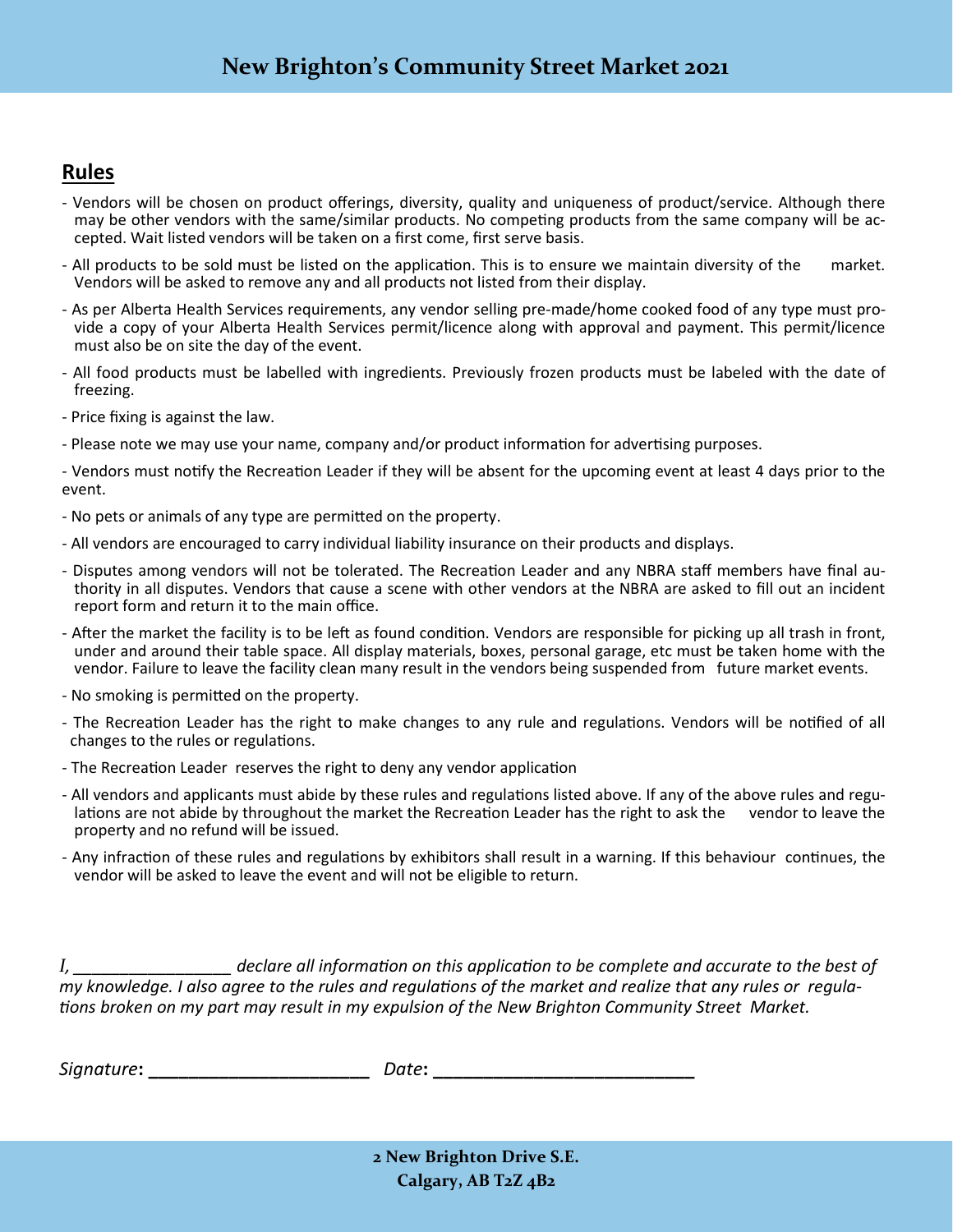# New Brighton's Community Street Market 2021

## Rules

- Vendors will be chosen on product offerings, diversity, quality and uniqueness of product/service. Although there may be other vendors with the same/similar products. No competing products from the same company will be accepted. Wait listed vendors will be taken on a first come, first serve basis.
- All products to be sold must be listed on the application. This is to ensure we maintain diversity of the market. Vendors will be asked to remove any and all products not listed from their display.
- As per Alberta Health Services requirements, any vendor selling pre-made/home cooked food of any type must provide a copy of your Alberta Health Services permit/licence along with approval and payment. This permit/licence must also be on site the day of the event.
- All food products must be labelled with ingredients. Previously frozen products must be labeled with the date of freezing.
- Price fixing is against the law.
- Please note we may use your name, company and/or product information for advertising purposes.
- Vendors must notify the Recreation Leader if they will be absent for the upcoming event at least 4 days prior to the event.
- No pets or animals of any type are permitted on the property.
- All vendors are encouraged to carry individual liability insurance on their products and displays.
- Disputes among vendors will not be tolerated. The Recreation Leader and any NBRA staff members have final authority in all disputes. Vendors that cause a scene with other vendors at the NBRA are asked to fill out an incident report form and return it to the main office.
- After the market the facility is to be left as found condition. Vendors are responsible for picking up all trash in front, under and around their table space. All display materials, boxes, personal garage, etc must be taken home with the vendor. Failure to leave the facility clean many result in the vendors being suspended from future market events.
- No smoking is permitted on the property.
- The Recreation Leader has the right to make changes to any rule and regulations. Vendors will be notified of all changes to the rules or regulations.
- The Recreation Leader reserves the right to deny any vendor application
- All vendors and applicants must abide by these rules and regulations listed above. If any of the above rules and regulations are not abide by throughout the market the Recreation Leader has the right to ask the vendor to leave the property and no refund will be issued.
- Any infraction of these rules and regulations by exhibitors shall result in a warning. If this behaviour continues, the vendor will be asked to leave the event and will not be eligible to return.

*I, _________________ declare all information on this application to be complete and accurate to the best of my knowledge. I also agree to the rules and regulations of the market and realize that any rules or regulations broken on my part may result in my expulsion of the New Brighton Community Street Market.*

*Signature*: ______________________ *Date*: __________________________

**2 New Brighton Drive S.E.**
**Calgary, AB T2Z 4B2**